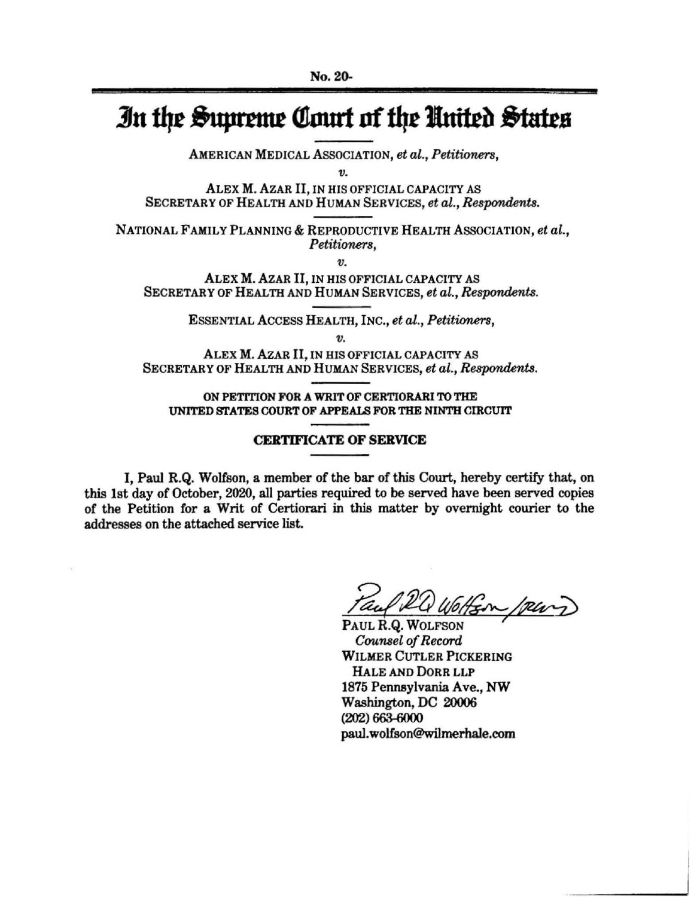No. 20-

# In the Supreme Court of the United States

AMERICAN MEDICAL ASSOCIATION, *et al.*, *Petitioners*,

*v.*

ALEX M. AZAR II, IN HIS OFFICIAL CAPACITY AS SECRETARY OF HEALTH AND HUMAN SERVICES, *et al.*, *Respondents*.

---

NATIONAL FAMILY PLANNING & REPRODUCTIVE HEALTH ASSOCIATION, *et al.*, *Petitioners*,

*v.*

ALEX M. AZAR II, IN HIS OFFICIAL CAPACITY AS SECRETARY OF HEALTH AND HUMAN SERVICES, *et al.*, *Respondents*.

---

ESSENTIAL ACCESS HEALTH, INC., *et al.*, *Petitioners*,

*v.*

ALEX M. AZAR II, IN HIS OFFICIAL CAPACITY AS SECRETARY OF HEALTH AND HUMAN SERVICES, *et al.*, *Respondents*.

---

**ON PETITION FOR A WRIT OF CERTIORARI TO THE UNITED STATES COURT OF APPEALS FOR THE NINTH CIRCUIT**

---

## CERTIFICATE OF SERVICE

I, Paul R.Q. Wolfson, a member of the bar of this Court, hereby certify that, on this 1st day of October, 2020, all parties required to be served have been served copies of the Petition for a Writ of Certiorari in this matter by overnight courier to the addresses on the attached service list.

Paul RQ Wolfson /per

PAUL R.Q. WOLFSON
*Counsel of Record*
WILMER CUTLER PICKERING HALE AND DORR LLP
1875 Pennsylvania Ave., NW
Washington, DC 20006
(202) 663-6000
paul.wolfson@wilmerhale.com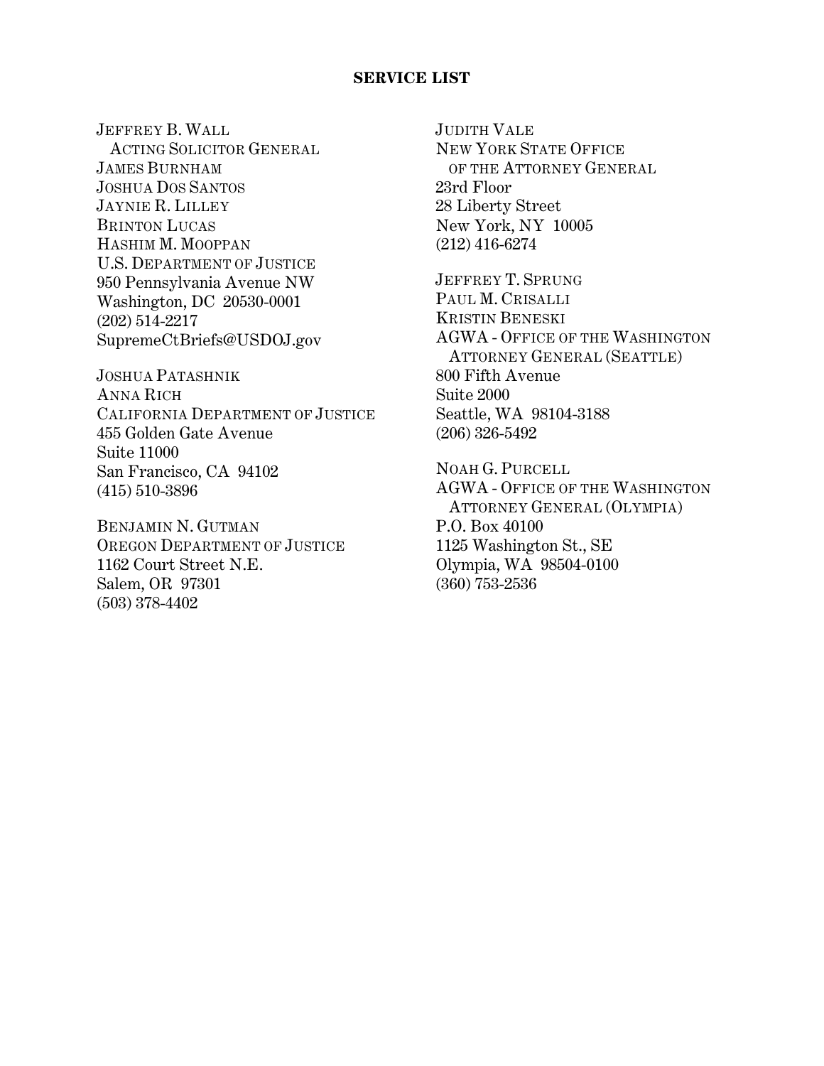**SERVICE LIST**

JEFFREY B. WALL
ACTING SOLICITOR GENERAL
JAMES BURNHAM
JOSHUA DOS SANTOS
JAYNIE R. LILLEY
BRINTON LUCAS
HASHIM M. MOOPPAN
U.S. DEPARTMENT OF JUSTICE
950 Pennsylvania Avenue NW
Washington, DC 20530-0001
(202) 514-2217
SupremeCtBriefs@USDOJ.gov

JOSHUA PATASHNIK
ANNA RICH
CALIFORNIA DEPARTMENT OF JUSTICE
455 Golden Gate Avenue
Suite 11000
San Francisco, CA 94102
(415) 510-3896

BENJAMIN N. GUTMAN
OREGON DEPARTMENT OF JUSTICE
1162 Court Street N.E.
Salem, OR 97301
(503) 378-4402

JUDITH VALE
NEW YORK STATE OFFICE
OF THE ATTORNEY GENERAL
23rd Floor
28 Liberty Street
New York, NY 10005
(212) 416-6274

JEFFREY T. SPRUNG
PAUL M. CRISALLI
KRISTIN BENESKI
AGWA - OFFICE OF THE WASHINGTON
ATTORNEY GENERAL (SEATTLE)
800 Fifth Avenue
Suite 2000
Seattle, WA 98104-3188
(206) 326-5492

NOAH G. PURCELL
AGWA - OFFICE OF THE WASHINGTON
ATTORNEY GENERAL (OLYMPIA)
P.O. Box 40100
1125 Washington St., SE
Olympia, WA 98504-0100
(360) 753-2536